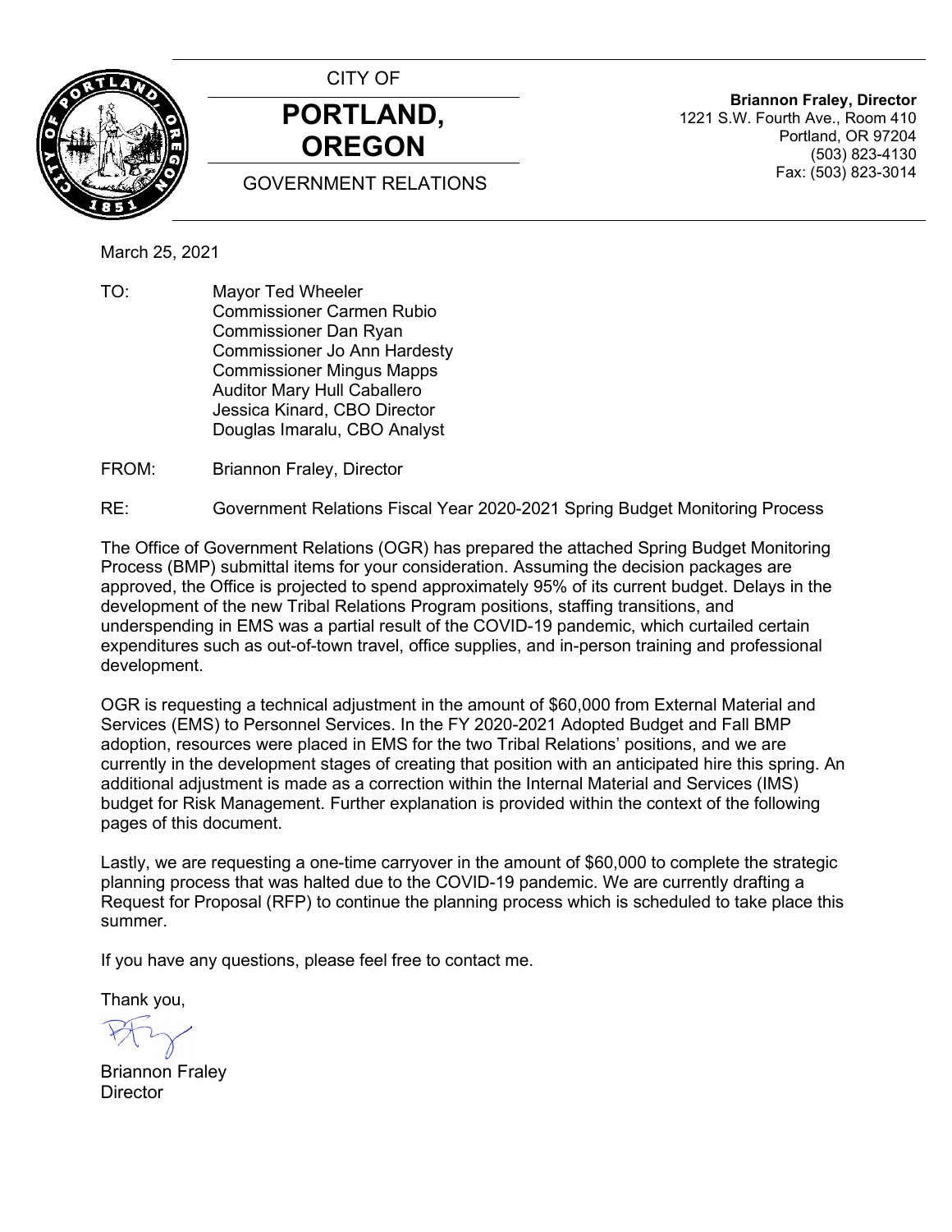CITY OF

# PORTLAND, OREGON

GOVERNMENT RELATIONS

**Briannon Fraley, Director**
1221 S.W. Fourth Ave., Room 410
Portland, OR 97204
(503) 823-4130
Fax: (503) 823-3014

March 25, 2021

TO: Mayor Ted Wheeler
Commissioner Carmen Rubio
Commissioner Dan Ryan
Commissioner Jo Ann Hardesty
Commissioner Mingus Mapps
Auditor Mary Hull Caballero
Jessica Kinard, CBO Director
Douglas Imaralu, CBO Analyst

FROM: Briannon Fraley, Director

RE: Government Relations Fiscal Year 2020-2021 Spring Budget Monitoring Process

The Office of Government Relations (OGR) has prepared the attached Spring Budget Monitoring Process (BMP) submittal items for your consideration. Assuming the decision packages are approved, the Office is projected to spend approximately 95% of its current budget. Delays in the development of the new Tribal Relations Program positions, staffing transitions, and underspending in EMS was a partial result of the COVID-19 pandemic, which curtailed certain expenditures such as out-of-town travel, office supplies, and in-person training and professional development.

OGR is requesting a technical adjustment in the amount of $60,000 from External Material and Services (EMS) to Personnel Services. In the FY 2020-2021 Adopted Budget and Fall BMP adoption, resources were placed in EMS for the two Tribal Relations' positions, and we are currently in the development stages of creating that position with an anticipated hire this spring. An additional adjustment is made as a correction within the Internal Material and Services (IMS) budget for Risk Management. Further explanation is provided within the context of the following pages of this document.

Lastly, we are requesting a one-time carryover in the amount of $60,000 to complete the strategic planning process that was halted due to the COVID-19 pandemic. We are currently drafting a Request for Proposal (RFP) to continue the planning process which is scheduled to take place this summer.

If you have any questions, please feel free to contact me.

Thank you,

Briannon Fraley
Director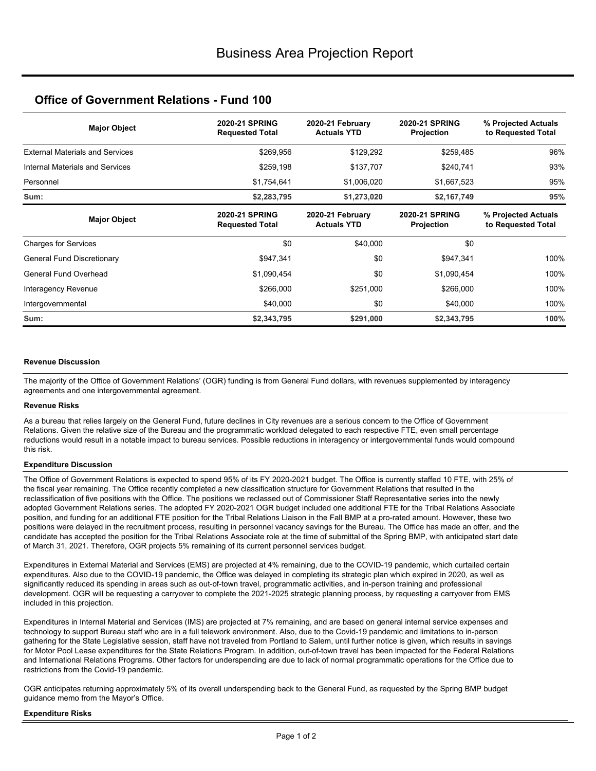# Business Area Projection Report

## Office of Government Relations - Fund 100

| Major Object | 2020-21 SPRING Requested Total | 2020-21 February Actuals YTD | 2020-21 SPRING Projection | % Projected Actuals to Requested Total |
|---|---|---|---|---|
| External Materials and Services | $269,956 | $129,292 | $259,485 | 96% |
| Internal Materials and Services | $259,198 | $137,707 | $240,741 | 93% |
| Personnel | $1,754,641 | $1,006,020 | $1,667,523 | 95% |
| **Sum:** | **$2,283,795** | **$1,273,020** | **$2,167,749** | **95%** |

| Major Object | 2020-21 SPRING Requested Total | 2020-21 February Actuals YTD | 2020-21 SPRING Projection | % Projected Actuals to Requested Total |
|---|---|---|---|---|
| Charges for Services | $0 | $40,000 | $0 | |
| General Fund Discretionary | $947,341 | $0 | $947,341 | 100% |
| General Fund Overhead | $1,090,454 | $0 | $1,090,454 | 100% |
| Interagency Revenue | $266,000 | $251,000 | $266,000 | 100% |
| Intergovernmental | $40,000 | $0 | $40,000 | 100% |
| **Sum:** | **$2,343,795** | **$291,000** | **$2,343,795** | **100%** |

#### Revenue Discussion

The majority of the Office of Government Relations' (OGR) funding is from General Fund dollars, with revenues supplemented by interagency agreements and one intergovernmental agreement.

#### Revenue Risks

As a bureau that relies largely on the General Fund, future declines in City revenues are a serious concern to the Office of Government Relations. Given the relative size of the Bureau and the programmatic workload delegated to each respective FTE, even small percentage reductions would result in a notable impact to bureau services. Possible reductions in interagency or intergovernmental funds would compound this risk.

#### Expenditure Discussion

The Office of Government Relations is expected to spend 95% of its FY 2020-2021 budget. The Office is currently staffed 10 FTE, with 25% of the fiscal year remaining. The Office recently completed a new classification structure for Government Relations that resulted in the reclassification of five positions with the Office. The positions we reclassed out of Commissioner Staff Representative series into the newly adopted Government Relations series. The adopted FY 2020-2021 OGR budget included one additional FTE for the Tribal Relations Associate position, and funding for an additional FTE position for the Tribal Relations Liaison in the Fall BMP at a pro-rated amount. However, these two positions were delayed in the recruitment process, resulting in personnel vacancy savings for the Bureau. The Office has made an offer, and the candidate has accepted the position for the Tribal Relations Associate role at the time of submittal of the Spring BMP, with anticipated start date of March 31, 2021. Therefore, OGR projects 5% remaining of its current personnel services budget.

Expenditures in External Material and Services (EMS) are projected at 4% remaining, due to the COVID-19 pandemic, which curtailed certain expenditures. Also due to the COVID-19 pandemic, the Office was delayed in completing its strategic plan which expired in 2020, as well as significantly reduced its spending in areas such as out-of-town travel, programmatic activities, and in-person training and professional development. OGR will be requesting a carryover to complete the 2021-2025 strategic planning process, by requesting a carryover from EMS included in this projection.

Expenditures in Internal Material and Services (IMS) are projected at 7% remaining, and are based on general internal service expenses and technology to support Bureau staff who are in a full telework environment. Also, due to the Covid-19 pandemic and limitations to in-person gathering for the State Legislative session, staff have not traveled from Portland to Salem, until further notice is given, which results in savings for Motor Pool Lease expenditures for the State Relations Program. In addition, out-of-town travel has been impacted for the Federal Relations and International Relations Programs. Other factors for underspending are due to lack of normal programmatic operations for the Office due to restrictions from the Covid-19 pandemic.

OGR anticipates returning approximately 5% of its overall underspending back to the General Fund, as requested by the Spring BMP budget guidance memo from the Mayor's Office.

#### Expenditure Risks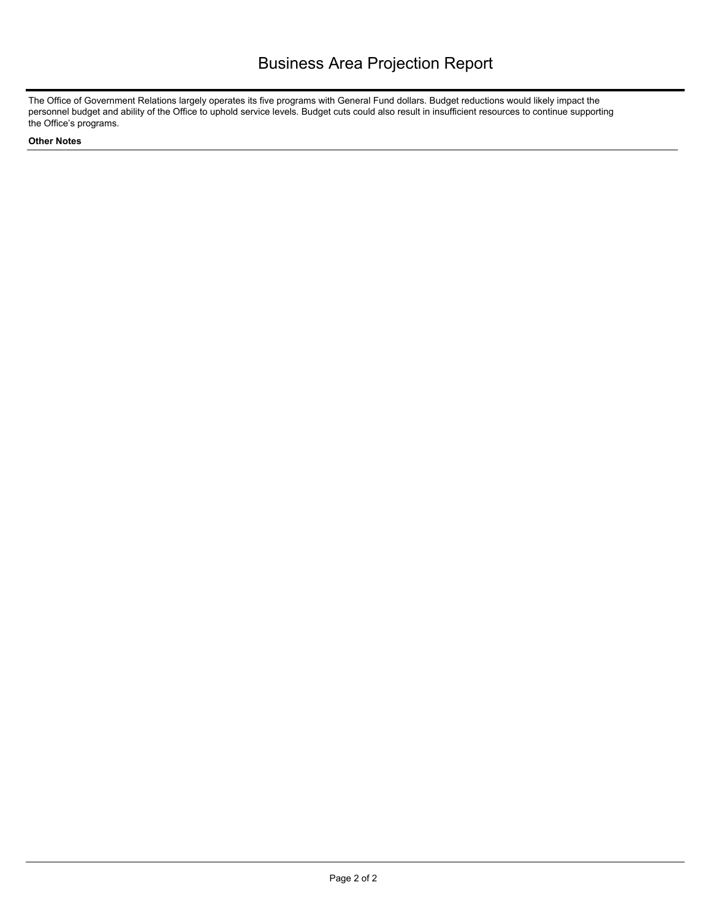# Business Area Projection Report

The Office of Government Relations largely operates its five programs with General Fund dollars. Budget reductions would likely impact the personnel budget and ability of the Office to uphold service levels. Budget cuts could also result in insufficient resources to continue supporting the Office's programs.

**Other Notes**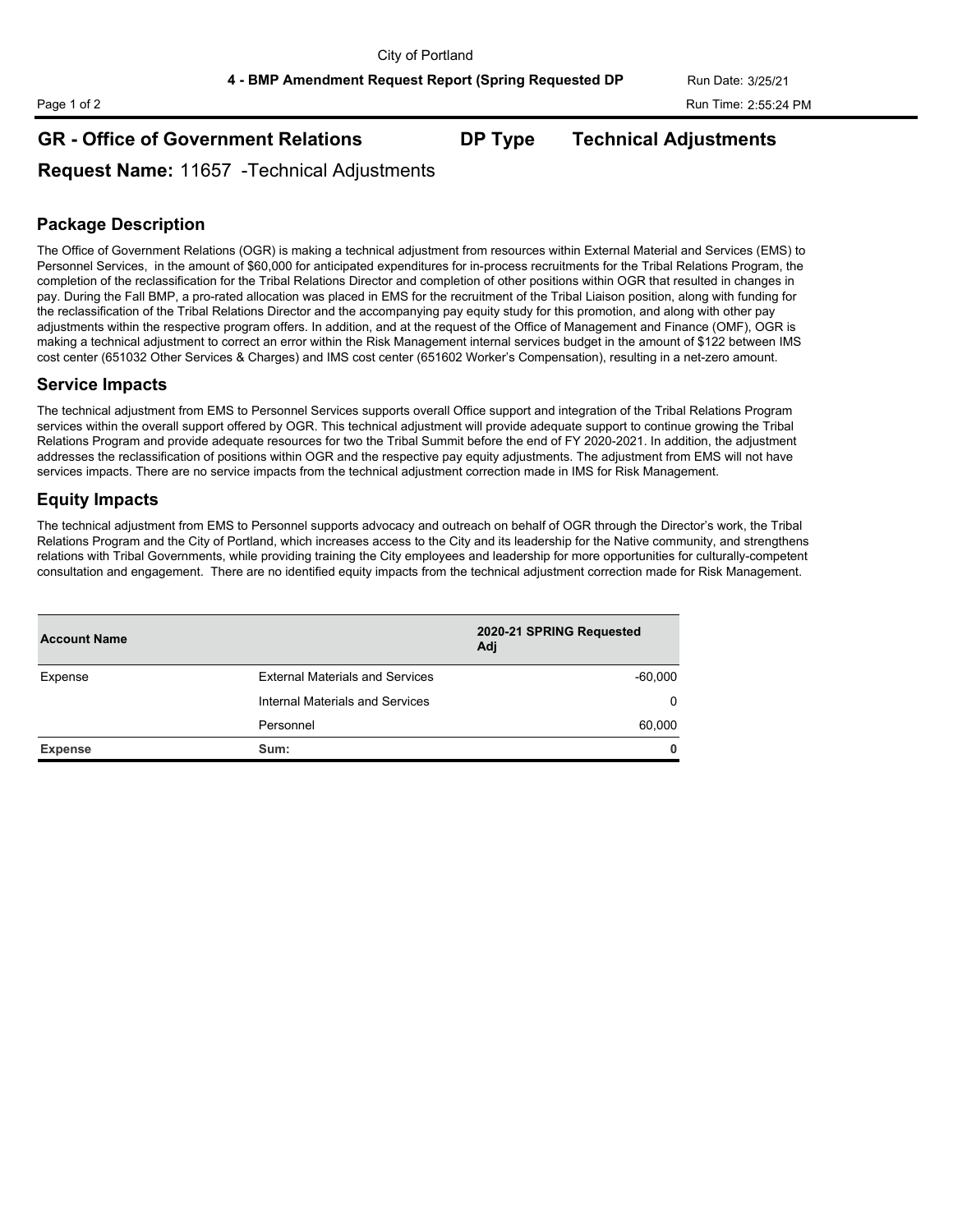City of Portland

**4 - BMP Amendment Request Report (Spring Requested DP**

Run Date: 3/25/21

Run Time: 2:55:24 PM

## GR - Office of Government Relations    DP Type    Technical Adjustments

**Request Name:** 11657 -Technical Adjustments

### Package Description

The Office of Government Relations (OGR) is making a technical adjustment from resources within External Material and Services (EMS) to Personnel Services, in the amount of $60,000 for anticipated expenditures for in-process recruitments for the Tribal Relations Program, the completion of the reclassification for the Tribal Relations Director and completion of other positions within OGR that resulted in changes in pay. During the Fall BMP, a pro-rated allocation was placed in EMS for the recruitment of the Tribal Liaison position, along with funding for the reclassification of the Tribal Relations Director and the accompanying pay equity study for this promotion, and along with other pay adjustments within the respective program offers. In addition, and at the request of the Office of Management and Finance (OMF), OGR is making a technical adjustment to correct an error within the Risk Management internal services budget in the amount of $122 between IMS cost center (651032 Other Services & Charges) and IMS cost center (651602 Worker's Compensation), resulting in a net-zero amount.

### Service Impacts

The technical adjustment from EMS to Personnel Services supports overall Office support and integration of the Tribal Relations Program services within the overall support offered by OGR. This technical adjustment will provide adequate support to continue growing the Tribal Relations Program and provide adequate resources for two the Tribal Summit before the end of FY 2020-2021. In addition, the adjustment addresses the reclassification of positions within OGR and the respective pay equity adjustments. The adjustment from EMS will not have services impacts. There are no service impacts from the technical adjustment correction made in IMS for Risk Management.

### Equity Impacts

The technical adjustment from EMS to Personnel supports advocacy and outreach on behalf of OGR through the Director's work, the Tribal Relations Program and the City of Portland, which increases access to the City and its leadership for the Native community, and strengthens relations with Tribal Governments, while providing training the City employees and leadership for more opportunities for culturally-competent consultation and engagement. There are no identified equity impacts from the technical adjustment correction made for Risk Management.

| Account Name | | 2020-21 SPRING Requested Adj |
|---|---|---|
| Expense | External Materials and Services | -60,000 |
| | Internal Materials and Services | 0 |
| | Personnel | 60,000 |
| **Expense** | **Sum:** | **0** |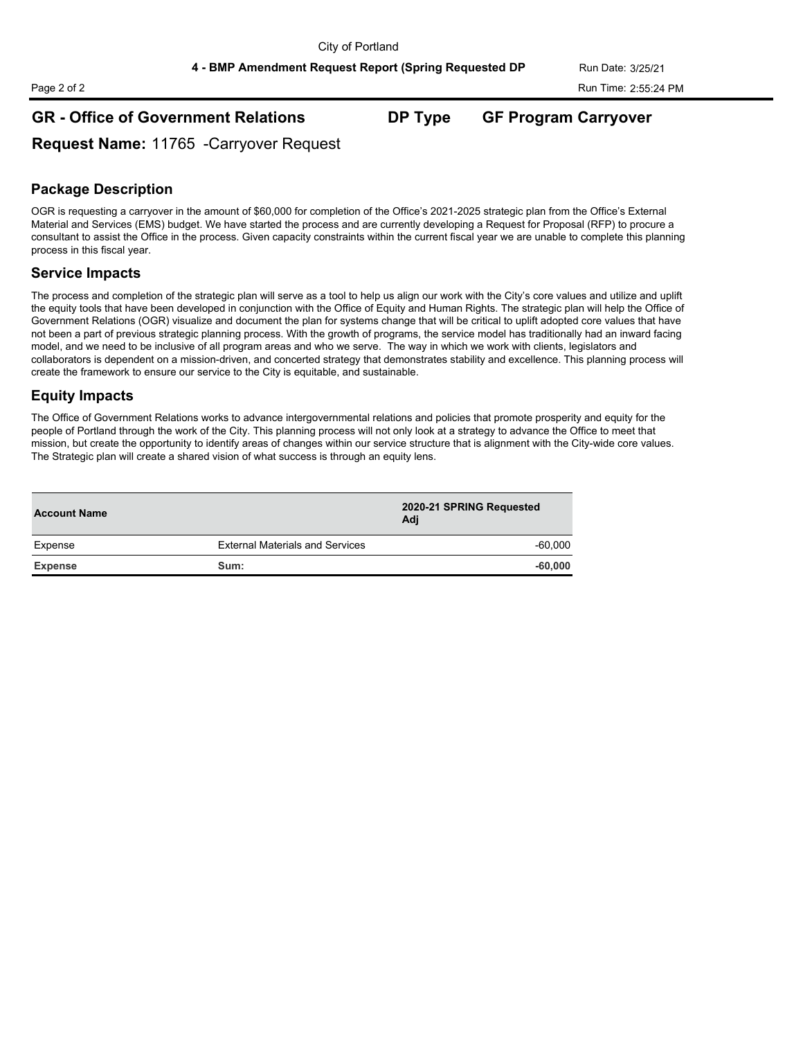## GR - Office of Government Relations      DP Type      GF Program Carryover

**Request Name:** 11765 -Carryover Request

### Package Description

OGR is requesting a carryover in the amount of $60,000 for completion of the Office's 2021-2025 strategic plan from the Office's External Material and Services (EMS) budget. We have started the process and are currently developing a Request for Proposal (RFP) to procure a consultant to assist the Office in the process. Given capacity constraints within the current fiscal year we are unable to complete this planning process in this fiscal year.

### Service Impacts

The process and completion of the strategic plan will serve as a tool to help us align our work with the City's core values and utilize and uplift the equity tools that have been developed in conjunction with the Office of Equity and Human Rights. The strategic plan will help the Office of Government Relations (OGR) visualize and document the plan for systems change that will be critical to uplift adopted core values that have not been a part of previous strategic planning process. With the growth of programs, the service model has traditionally had an inward facing model, and we need to be inclusive of all program areas and who we serve. The way in which we work with clients, legislators and collaborators is dependent on a mission-driven, and concerted strategy that demonstrates stability and excellence. This planning process will create the framework to ensure our service to the City is equitable, and sustainable.

### Equity Impacts

The Office of Government Relations works to advance intergovernmental relations and policies that promote prosperity and equity for the people of Portland through the work of the City. This planning process will not only look at a strategy to advance the Office to meet that mission, but create the opportunity to identify areas of changes within our service structure that is alignment with the City-wide core values. The Strategic plan will create a shared vision of what success is through an equity lens.

| Account Name | | 2020-21 SPRING Requested Adj |
|---|---|---|
| Expense | External Materials and Services | -60,000 |
| **Expense** | **Sum:** | **-60,000** |